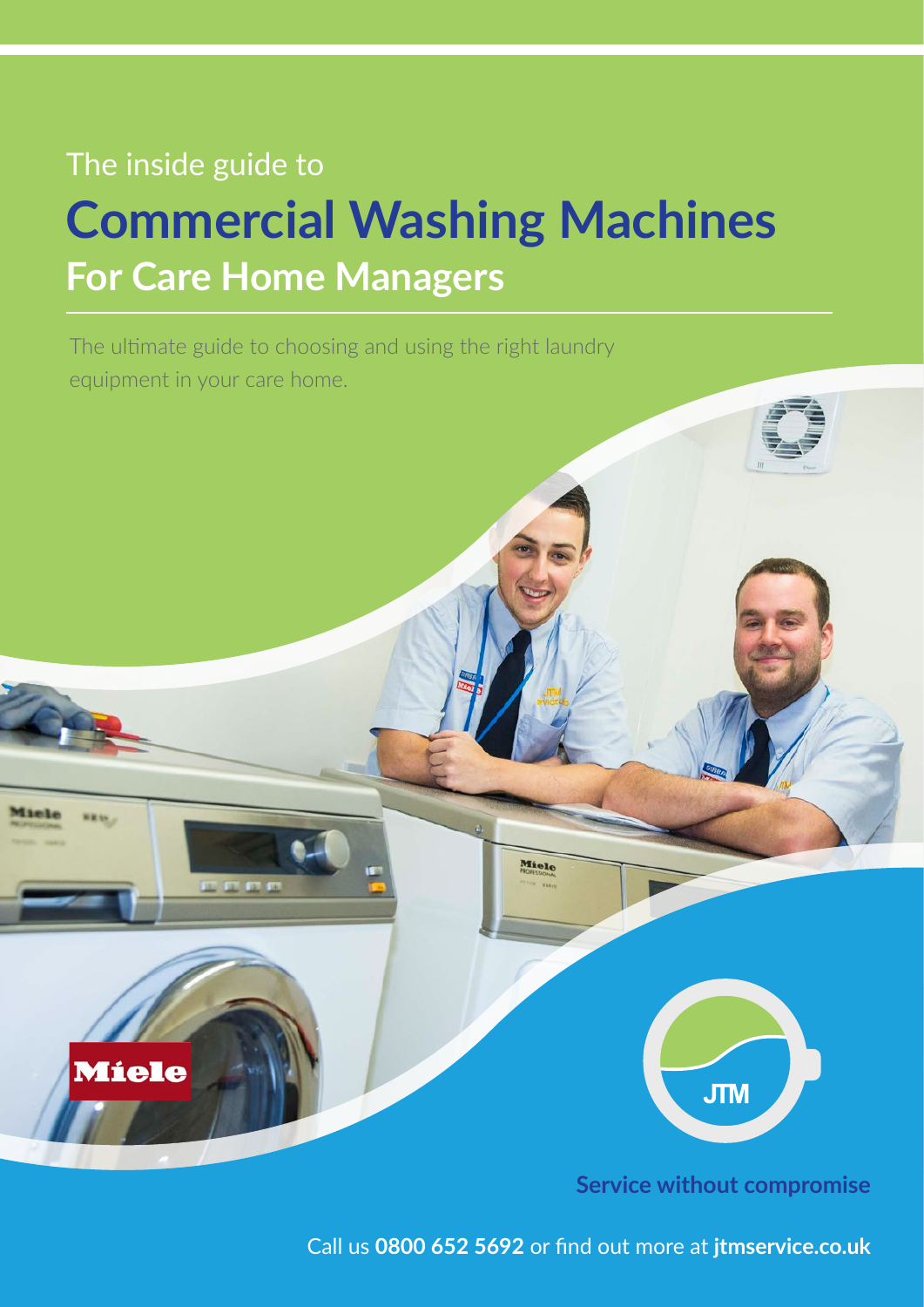The inside guide to

# Commercial Washing Machines

## For Care Home Managers

The ultimate guide to choosing and using the right laundry equipment in your care home.

**Service without compromise**

Call us **0800 652 5692** or find out more at **jtmservice.co.uk**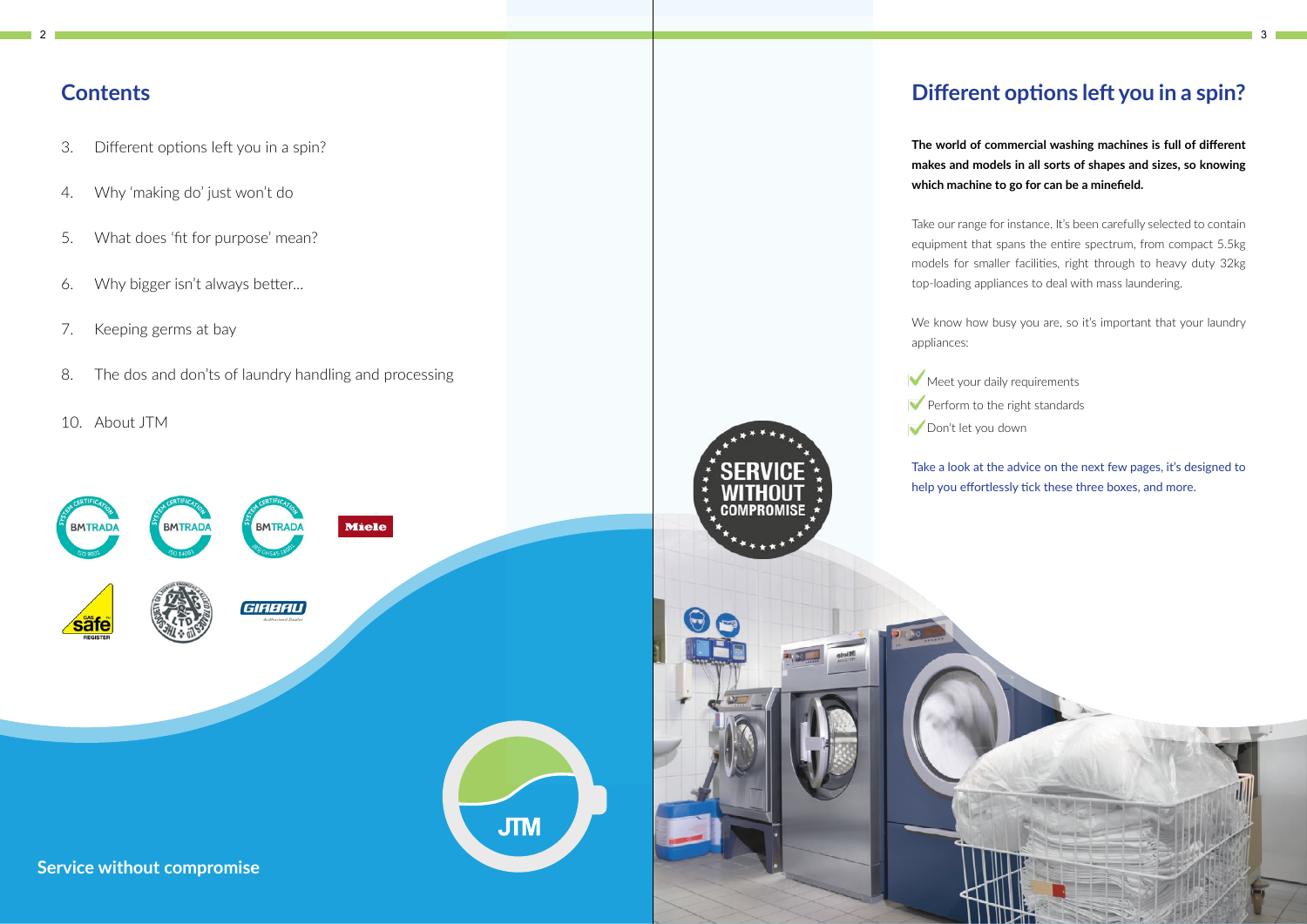## Contents

3. Different options left you in a spin?
4. Why 'making do' just won't do
5. What does 'fit for purpose' mean?
6. Why bigger isn't always better...
7. Keeping germs at bay
8. The dos and don'ts of laundry handling and processing
10. About JTM

**Service without compromise**

## Different options left you in a spin?

**The world of commercial washing machines is full of different makes and models in all sorts of shapes and sizes, so knowing which machine to go for can be a minefield.**

Take our range for instance. It's been carefully selected to contain equipment that spans the entire spectrum, from compact 5.5kg models for smaller facilities, right through to heavy duty 32kg top-loading appliances to deal with mass laundering.

We know how busy you are, so it's important that your laundry appliances:

- ✔ Meet your daily requirements
- ✔ Perform to the right standards
- ✔ Don't let you down

Take a look at the advice on the next few pages, it's designed to help you effortlessly tick these three boxes, and more.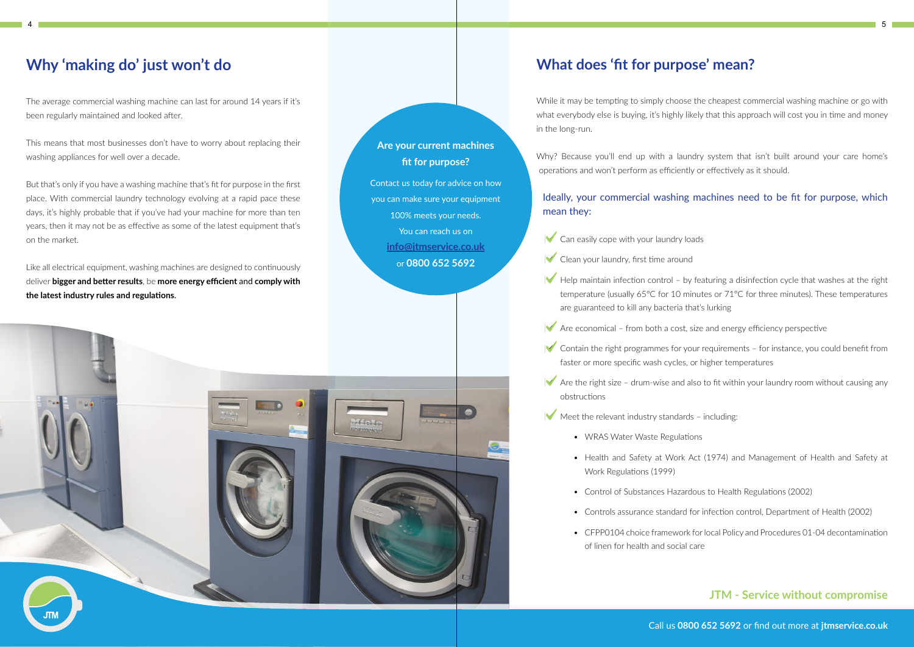## Why 'making do' just won't do

The average commercial washing machine can last for around 14 years if it's been regularly maintained and looked after.

This means that most businesses don't have to worry about replacing their washing appliances for well over a decade.

But that's only if you have a washing machine that's fit for purpose in the first place. With commercial laundry technology evolving at a rapid pace these days, it's highly probable that if you've had your machine for more than ten years, then it may not be as effective as some of the latest equipment that's on the market.

Like all electrical equipment, washing machines are designed to continuously deliver **bigger and better results**, be **more energy efficient** and **comply with the latest industry rules and regulations**.

**Are your current machines fit for purpose?**

Contact us today for advice on how you can make sure your equipment 100% meets your needs. You can reach us on **info@jtmservice.co.uk** or **0800 652 5692**

## What does 'fit for purpose' mean?

While it may be tempting to simply choose the cheapest commercial washing machine or go with what everybody else is buying, it's highly likely that this approach will cost you in time and money in the long-run.

Why? Because you'll end up with a laundry system that isn't built around your care home's operations and won't perform as efficiently or effectively as it should.

### Ideally, your commercial washing machines need to be fit for purpose, which mean they:

- ✔ Can easily cope with your laundry loads
- ✔ Clean your laundry, first time around
- ✔ Help maintain infection control – by featuring a disinfection cycle that washes at the right temperature (usually 65°C for 10 minutes or 71°C for three minutes). These temperatures are guaranteed to kill any bacteria that's lurking
- ✔ Are economical – from both a cost, size and energy efficiency perspective
- ✔ Contain the right programmes for your requirements – for instance, you could benefit from faster or more specific wash cycles, or higher temperatures
- ✔ Are the right size – drum-wise and also to fit within your laundry room without causing any obstructions
- ✔ Meet the relevant industry standards – including:
  - WRAS Water Waste Regulations
  - Health and Safety at Work Act (1974) and Management of Health and Safety at Work Regulations (1999)
  - Control of Substances Hazardous to Health Regulations (2002)
  - Controls assurance standard for infection control, Department of Health (2002)
  - CFPP0104 choice framework for local Policy and Procedures 01-04 decontamination of linen for health and social care

**JTM - Service without compromise**

Call us **0800 652 5692** or find out more at **jtmservice.co.uk**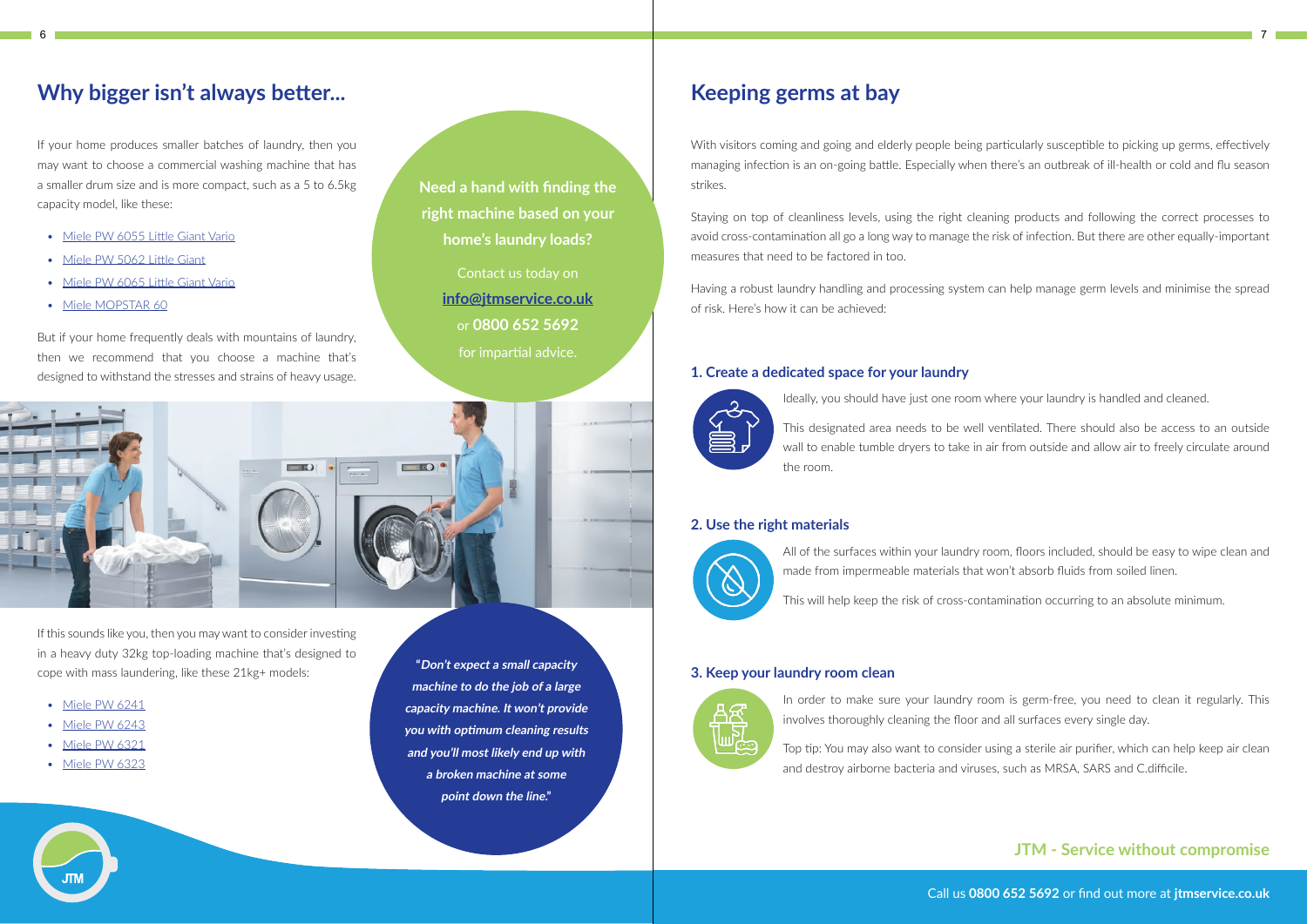## Why bigger isn't always better...

If your home produces smaller batches of laundry, then you may want to choose a commercial washing machine that has a smaller drum size and is more compact, such as a 5 to 6.5kg capacity model, like these:

- Miele PW 6055 Little Giant Vario
- Miele PW 5062 Little Giant
- Miele PW 6065 Little Giant Vario
- Miele MOPSTAR 60

But if your home frequently deals with mountains of laundry, then we recommend that you choose a machine that's designed to withstand the stresses and strains of heavy usage.

**Need a hand with finding the right machine based on your home's laundry loads?**

Contact us today on **info@jtmservice.co.uk** or **0800 652 5692** for impartial advice.

If this sounds like you, then you may want to consider investing in a heavy duty 32kg top-loading machine that's designed to cope with mass laundering, like these 21kg+ models:

- Miele PW 6241
- Miele PW 6243
- Miele PW 6321
- Miele PW 6323

***"Don't expect a small capacity machine to do the job of a large capacity machine. It won't provide you with optimum cleaning results and you'll most likely end up with a broken machine at some point down the line."***

## Keeping germs at bay

With visitors coming and going and elderly people being particularly susceptible to picking up germs, effectively managing infection is an on-going battle. Especially when there's an outbreak of ill-health or cold and flu season strikes.

Staying on top of cleanliness levels, using the right cleaning products and following the correct processes to avoid cross-contamination all go a long way to manage the risk of infection. But there are other equally-important measures that need to be factored in too.

Having a robust laundry handling and processing system can help manage germ levels and minimise the spread of risk. Here's how it can be achieved:

### 1. Create a dedicated space for your laundry

Ideally, you should have just one room where your laundry is handled and cleaned.

This designated area needs to be well ventilated. There should also be access to an outside wall to enable tumble dryers to take in air from outside and allow air to freely circulate around the room.

### 2. Use the right materials

All of the surfaces within your laundry room, floors included, should be easy to wipe clean and made from impermeable materials that won't absorb fluids from soiled linen.

This will help keep the risk of cross-contamination occurring to an absolute minimum.

### 3. Keep your laundry room clean

In order to make sure your laundry room is germ-free, you need to clean it regularly. This involves thoroughly cleaning the floor and all surfaces every single day.

Top tip: You may also want to consider using a sterile air purifier, which can help keep air clean and destroy airborne bacteria and viruses, such as MRSA, SARS and C.difficile.

**JTM - Service without compromise**

Call us **0800 652 5692** or find out more at **jtmservice.co.uk**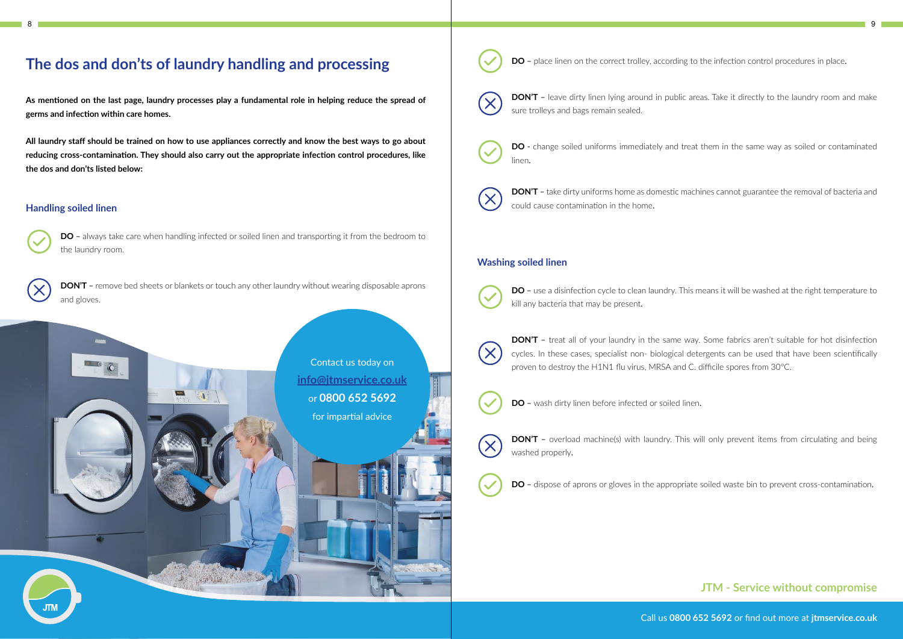# The dos and don'ts of laundry handling and processing

**As mentioned on the last page, laundry processes play a fundamental role in helping reduce the spread of germs and infection within care homes.**

**All laundry staff should be trained on how to use appliances correctly and know the best ways to go about reducing cross-contamination. They should also carry out the appropriate infection control procedures, like the dos and don'ts listed below:**

## Handling soiled linen

**DO** – always take care when handling infected or soiled linen and transporting it from the bedroom to the laundry room.

**DON'T** – remove bed sheets or blankets or touch any other laundry without wearing disposable aprons and gloves.

Contact us today on [info@jtmservice.co.uk](mailto:info@jtmservice.co.uk) or **0800 652 5692** for impartial advice

**DO** – place linen on the correct trolley, according to the infection control procedures in place.

**DON'T** – leave dirty linen lying around in public areas. Take it directly to the laundry room and make sure trolleys and bags remain sealed.

**DO** - change soiled uniforms immediately and treat them in the same way as soiled or contaminated linen.

**DON'T** – take dirty uniforms home as domestic machines cannot guarantee the removal of bacteria and could cause contamination in the home.

## Washing soiled linen

**DO** – use a disinfection cycle to clean laundry. This means it will be washed at the right temperature to kill any bacteria that may be present.

**DON'T** – treat all of your laundry in the same way. Some fabrics aren't suitable for hot disinfection cycles. In these cases, specialist non- biological detergents can be used that have been scientifically proven to destroy the H1N1 flu virus, MRSA and C. difficile spores from 30°C.

**DO** – wash dirty linen before infected or soiled linen.

**DON'T** – overload machine(s) with laundry. This will only prevent items from circulating and being washed properly.

**DO** – dispose of aprons or gloves in the appropriate soiled waste bin to prevent cross-contamination.

**JTM - Service without compromise**

Call us **0800 652 5692** or find out more at **jtmservice.co.uk**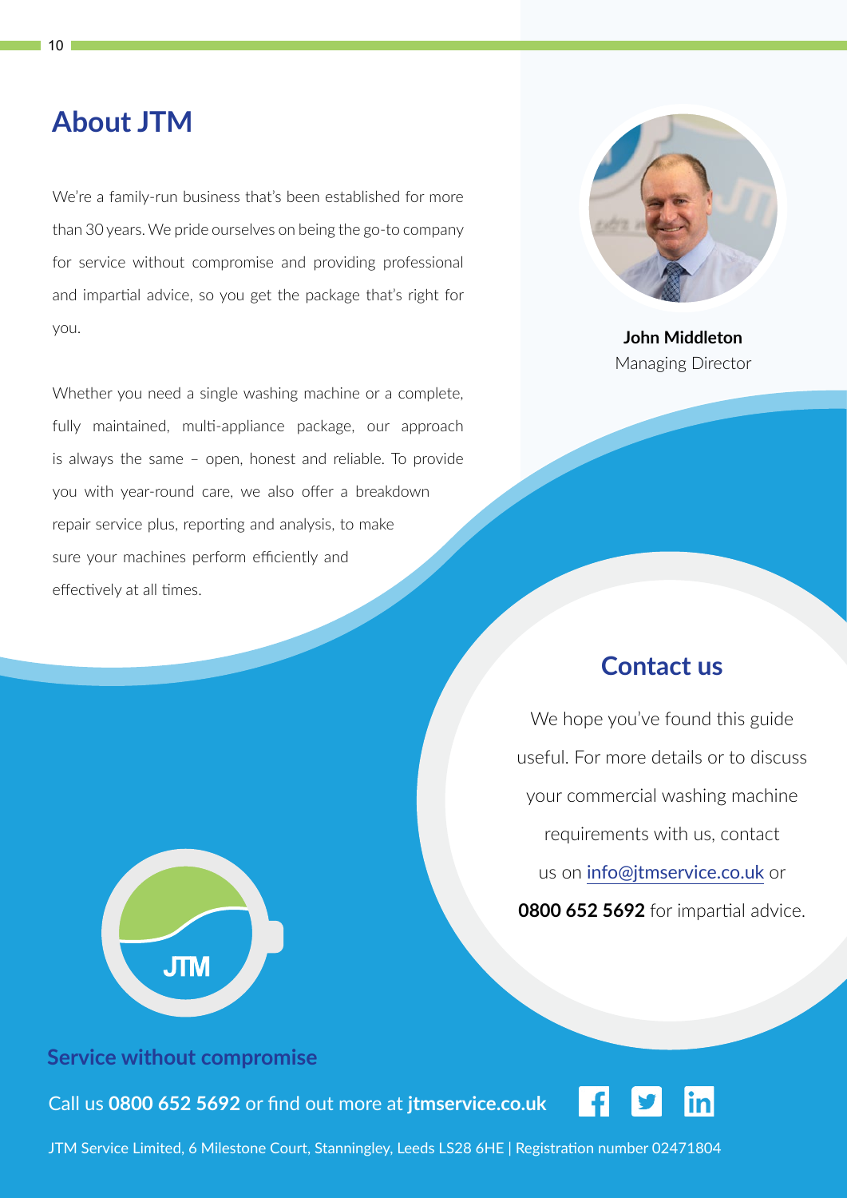## About JTM

We're a family-run business that's been established for more than 30 years. We pride ourselves on being the go-to company for service without compromise and providing professional and impartial advice, so you get the package that's right for you.

Whether you need a single washing machine or a complete, fully maintained, multi-appliance package, our approach is always the same – open, honest and reliable. To provide you with year-round care, we also offer a breakdown repair service plus, reporting and analysis, to make sure your machines perform efficiently and effectively at all times.

**John Middleton**
Managing Director

## Contact us

We hope you've found this guide useful. For more details or to discuss your commercial washing machine requirements with us, contact us on info@jtmservice.co.uk or **0800 652 5692** for impartial advice.

JTM

**Service without compromise**

Call us **0800 652 5692** or find out more at **jtmservice.co.uk**

JTM Service Limited, 6 Milestone Court, Stanningley, Leeds LS28 6HE | Registration number 02471804